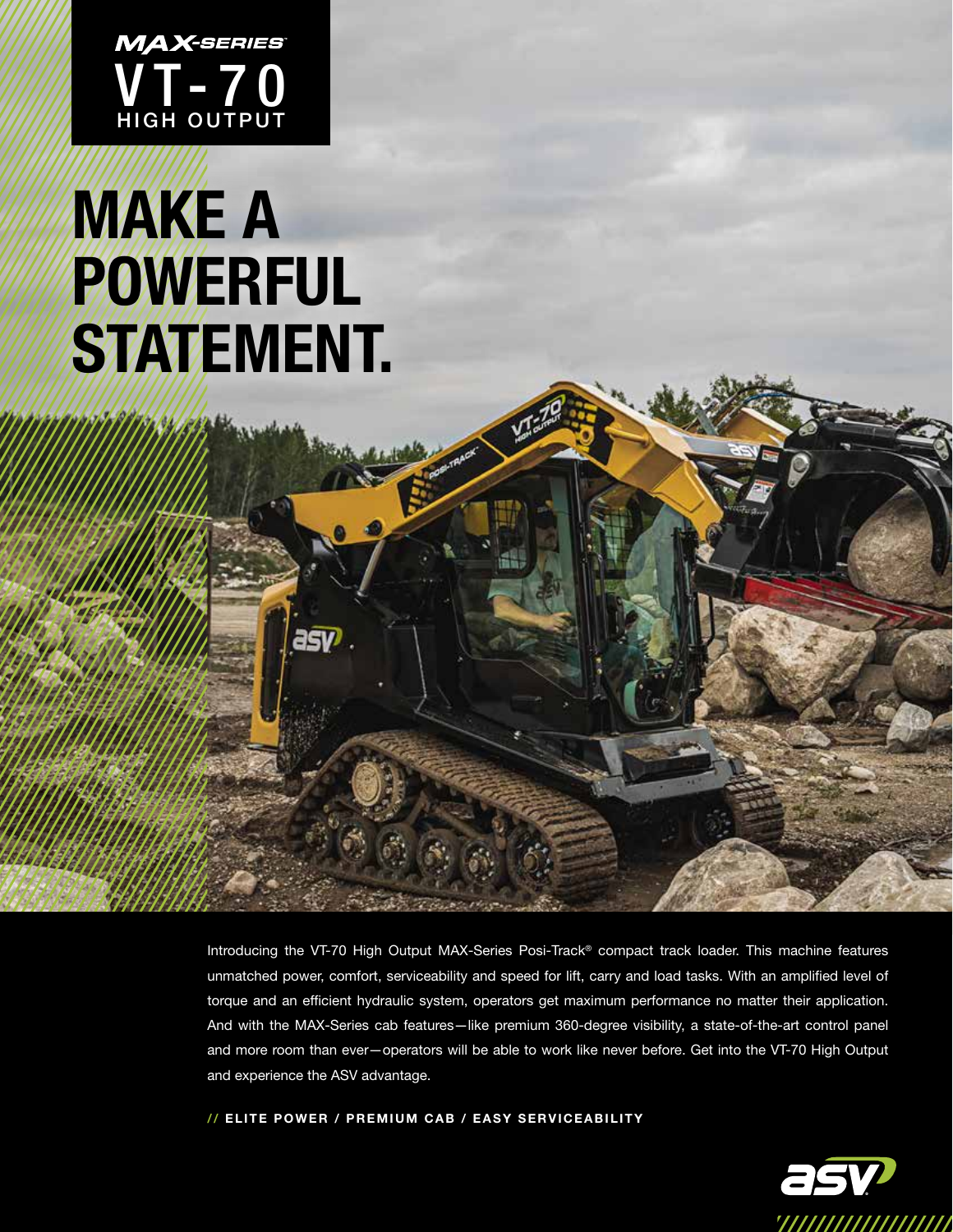MAX-SERIES

# VT-70

HIGH OUTPUT

# MAKE A POWERFUL STATEMENT.

Introducing the VT-70 High Output MAX-Series Posi-Track® compact track loader. This machine features unmatched power, comfort, serviceability and speed for lift, carry and load tasks. With an amplified level of torque and an efficient hydraulic system, operators get maximum performance no matter their application. And with the MAX-Series cab features—like premium 360-degree visibility, a state-of-the-art control panel and more room than ever—operators will be able to work like never before. Get into the VT-70 High Output and experience the ASV advantage.

**// ELITE POWER / PREMIUM CAB / EASY SERVICEABILITY**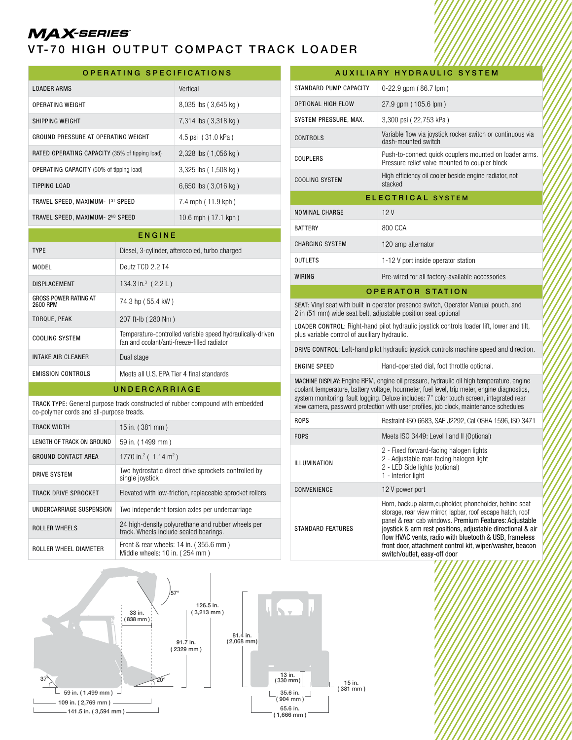# MAX-SERIES

## VT-70 HIGH OUTPUT COMPACT TRACK LOADER

| OPERATING SPECIFICATIONS | |
|---|---|
| LOADER ARMS | Vertical |
| OPERATING WEIGHT | 8,035 lbs ( 3,645 kg ) |
| SHIPPING WEIGHT | 7,314 lbs ( 3,318 kg ) |
| GROUND PRESSURE AT OPERATING WEIGHT | 4.5 psi ( 31.0 kPa ) |
| RATED OPERATING CAPACITY (35% of tipping load) | 2,328 lbs ( 1,056 kg ) |
| OPERATING CAPACITY (50% of tipping load) | 3,325 lbs ( 1,508 kg ) |
| TIPPING LOAD | 6,650 lbs ( 3,016 kg ) |
| TRAVEL SPEED, MAXIMUM- 1ST SPEED | 7.4 mph ( 11.9 kph ) |
| TRAVEL SPEED, MAXIMUM- 2ND SPEED | 10.6 mph ( 17.1 kph ) |

| ENGINE | |
|---|---|
| TYPE | Diesel, 3-cylinder, aftercooled, turbo charged |
| MODEL | Deutz TCD 2.2 T4 |
| DISPLACEMENT | 134.3 in.$^3$ ( 2.2 L ) |
| GROSS POWER RATING AT 2600 RPM | 74.3 hp ( 55.4 kW ) |
| TORQUE, PEAK | 207 ft-lb ( 280 Nm ) |
| COOLING SYSTEM | Temperature-controlled variable speed hydraulically-driven fan and coolant/anti-freeze-filled radiator |
| INTAKE AIR CLEANER | Dual stage |
| EMISSION CONTROLS | Meets all U.S. EPA Tier 4 final standards |

### UNDERCARRIAGE

TRACK TYPE: General purpose track constructed of rubber compound with embedded co-polymer cords and all-purpose treads.

| | |
|---|---|
| TRACK WIDTH | 15 in. ( 381 mm ) |
| LENGTH OF TRACK ON GROUND | 59 in. ( 1499 mm ) |
| GROUND CONTACT AREA | 1770 in.$^2$ ( 1.14 m$^2$ ) |
| DRIVE SYSTEM | Two hydrostatic direct drive sprockets controlled by single joystick |
| TRACK DRIVE SPROCKET | Elevated with low-friction, replaceable sprocket rollers |
| UNDERCARRIAGE SUSPENSION | Two independent torsion axles per undercarriage |
| ROLLER WHEELS | 24 high-density polyurethane and rubber wheels per track. Wheels include sealed bearings. |
| ROLLER WHEEL DIAMETER | Front & rear wheels: 14 in. ( 355.6 mm ) Middle wheels: 10 in. ( 254 mm ) |

| AUXILIARY HYDRAULIC SYSTEM | |
|---|---|
| STANDARD PUMP CAPACITY | 0-22.9 gpm ( 86.7 lpm ) |
| OPTIONAL HIGH FLOW | 27.9 gpm ( 105.6 lpm ) |
| SYSTEM PRESSURE, MAX. | 3,300 psi ( 22,753 kPa ) |
| CONTROLS | Variable flow via joystick rocker switch or continuous via dash-mounted switch |
| COUPLERS | Push-to-connect quick couplers mounted on loader arms. Pressure relief valve mounted to coupler block |
| COOLING SYSTEM | High efficiency oil cooler beside engine radiator, not stacked |

| ELECTRICAL SYSTEM | |
|---|---|
| NOMINAL CHARGE | 12 V |
| BATTERY | 800 CCA |
| CHARGING SYSTEM | 120 amp alternator |
| OUTLETS | 1-12 V port inside operator station |
| WIRING | Pre-wired for all factory-available accessories |

### OPERATOR STATION

SEAT: Vinyl seat with built in operator presence switch, Operator Manual pouch, and 2 in (51 mm) wide seat belt, adjustable position seat optional

LOADER CONTROL: Right-hand pilot hydraulic joystick controls loader lift, lower and tilt, plus variable control of auxiliary hydraulic.

DRIVE CONTROL: Left-hand pilot hydraulic joystick controls machine speed and direction.

| | |
|---|---|
| ENGINE SPEED | Hand-operated dial, foot throttle optional. |

MACHINE DISPLAY: Engine RPM, engine oil pressure, hydraulic oil high temperature, engine coolant temperature, battery voltage, hourmeter, fuel level, trip meter, engine diagnostics, system monitoring, fault logging. Deluxe includes: 7" color touch screen, integrated rear view camera, password protection with user profiles, job clock, maintenance schedules

| | |
|---|---|
| ROPS | Restraint-ISO 6683, SAE J2292, Cal OSHA 1596, ISO 3471 |
| FOPS | Meets ISO 3449: Level I and II (Optional) |
| ILLUMINATION | 2 - Fixed forward-facing halogen lights<br>2 - Adjustable rear-facing halogen light<br>2 - LED Side lights (optional)<br>1 - Interior light |
| CONVENIENCE | 12 V power port |
| STANDARD FEATURES | Horn, backup alarm,cupholder, phoneholder, behind seat storage, rear view mirror, lapbar, roof escape hatch, roof panel & rear cab windows. **Premium Features:** Adjustable joystick & arm rest positions, adjustable directional & air flow HVAC vents, radio with bluetooth & USB, frameless front door, attachment control kit, wiper/washer, beacon switch/outlet, easy-off door |

57°
126.5 in. ( 3,213 mm )
33 in. ( 838 mm )
91.7 in. ( 2329 mm )
37°
20°
59 in. ( 1,499 mm )
109 in. ( 2,769 mm )
141.5 in. ( 3,594 mm )

81.4 in. (2,068 mm)
13 in. (330 mm)
15 in. ( 381 mm )
35.6 in. ( 904 mm )
65.6 in. ( 1,666 mm )